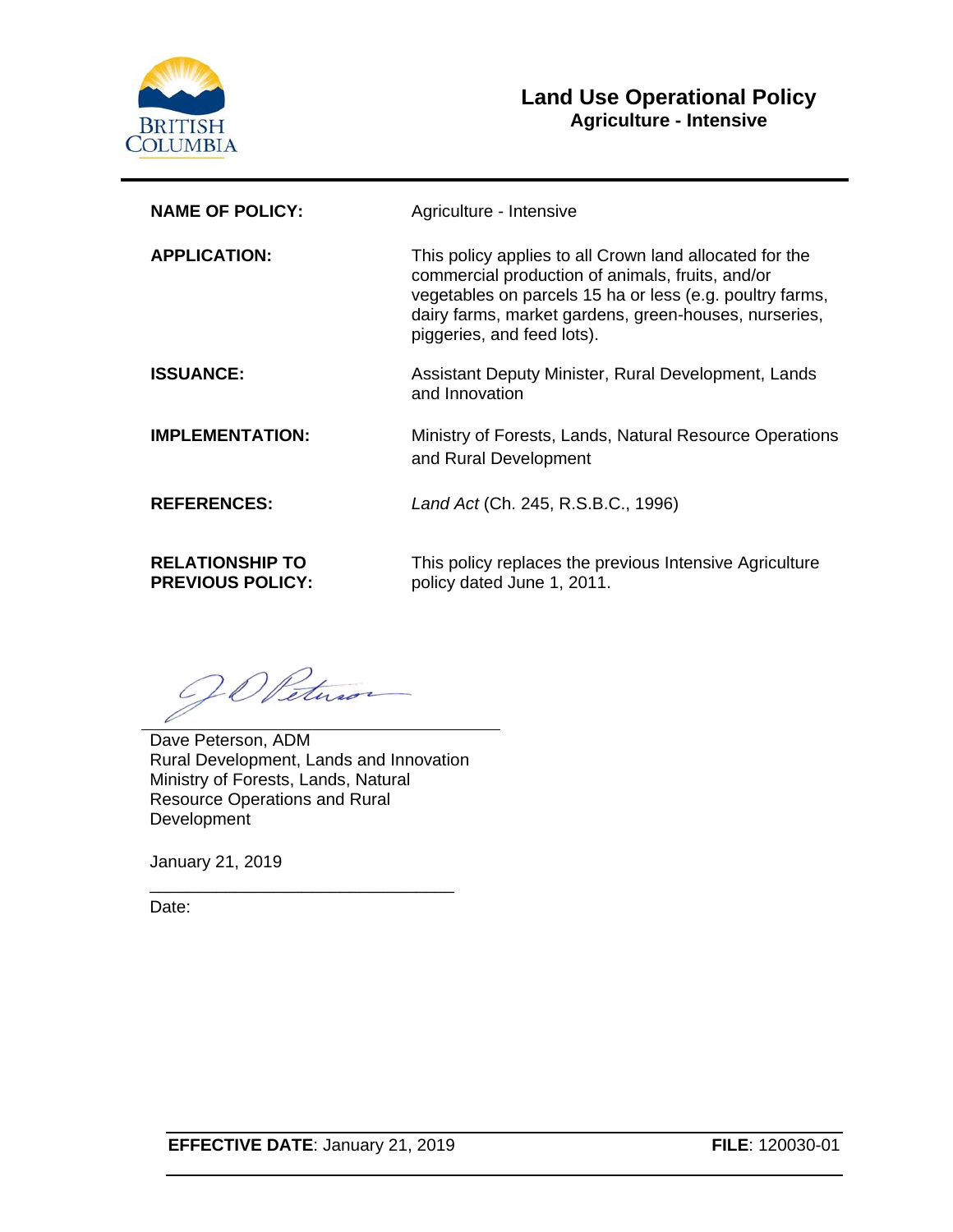# Land Use Operational Policy
## Agriculture - Intensive

| | |
|---|---|
| **NAME OF POLICY:** | Agriculture - Intensive |
| **APPLICATION:** | This policy applies to all Crown land allocated for the commercial production of animals, fruits, and/or vegetables on parcels 15 ha or less (e.g. poultry farms, dairy farms, market gardens, green-houses, nurseries, piggeries, and feed lots). |
| **ISSUANCE:** | Assistant Deputy Minister, Rural Development, Lands and Innovation |
| **IMPLEMENTATION:** | Ministry of Forests, Lands, Natural Resource Operations and Rural Development |
| **REFERENCES:** | *Land Act* (Ch. 245, R.S.B.C., 1996) |
| **RELATIONSHIP TO PREVIOUS POLICY:** | This policy replaces the previous Intensive Agriculture policy dated June 1, 2011. |

Dave Peterson, ADM
Rural Development, Lands and Innovation
Ministry of Forests, Lands, Natural Resource Operations and Rural Development

January 21, 2019

Date:

**EFFECTIVE DATE**: January 21, 2019

**FILE**: 120030-01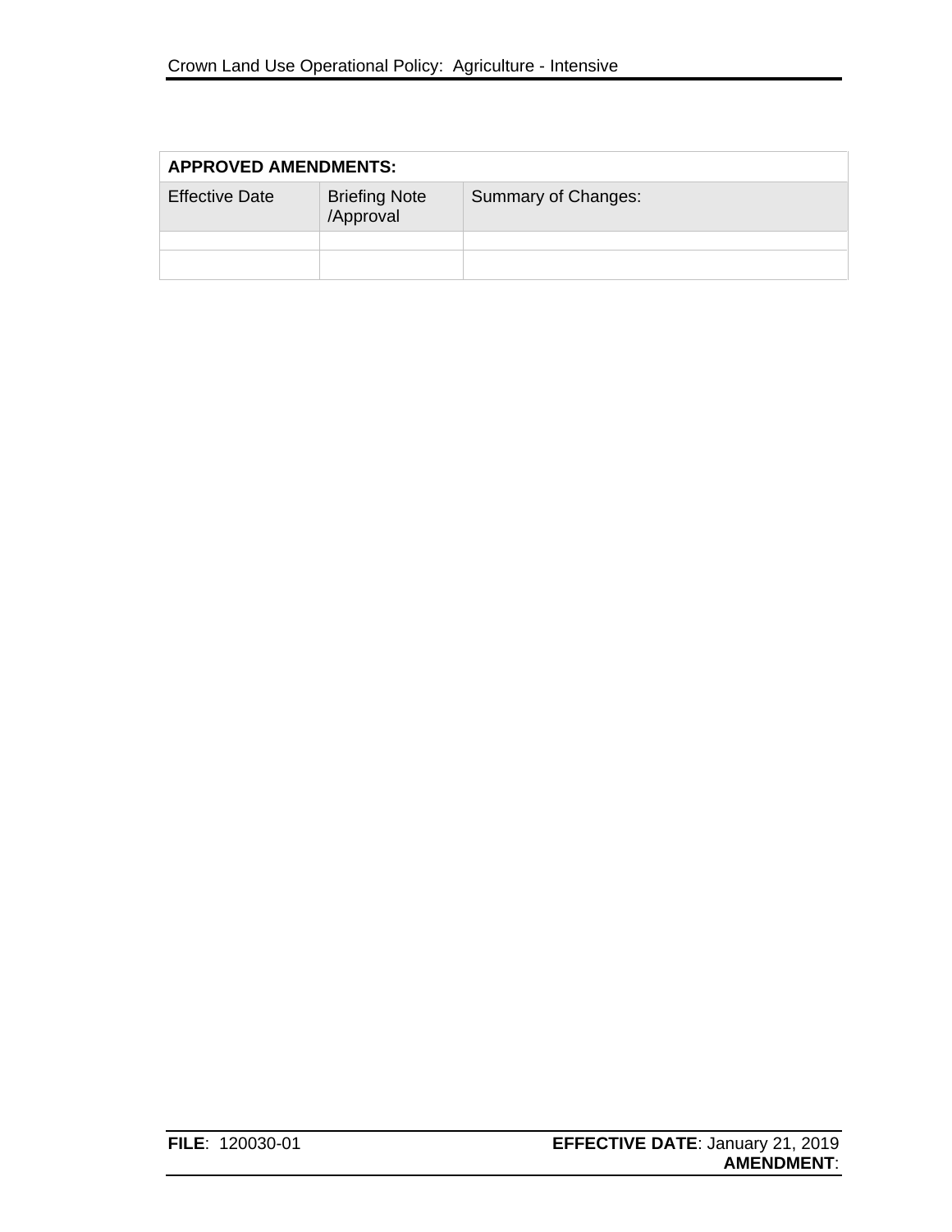| APPROVED AMENDMENTS: | | |
| --- | --- | --- |
| Effective Date | Briefing Note /Approval | Summary of Changes: |
| | | |
| | | |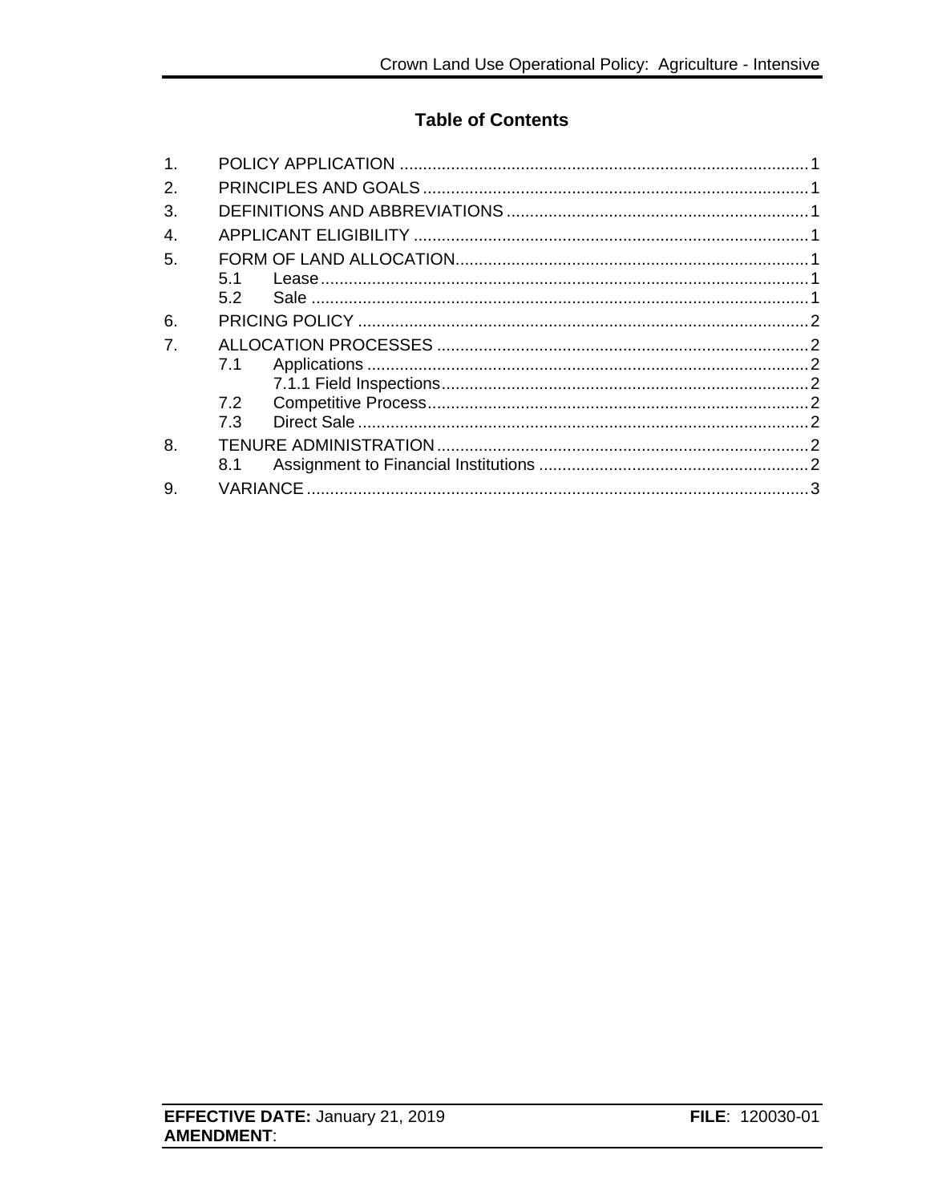# Table of Contents

1. POLICY APPLICATION ........................................................................................ 1
2. PRINCIPLES AND GOALS .................................................................................. 1
3. DEFINITIONS AND ABBREVIATIONS ................................................................ 1
4. APPLICANT ELIGIBILITY .................................................................................... 1
5. FORM OF LAND ALLOCATION........................................................................... 1
   - 5.1 Lease ......................................................................................................... 1
   - 5.2 Sale ........................................................................................................... 1
6. PRICING POLICY ................................................................................................ 2
7. ALLOCATION PROCESSES ............................................................................... 2
   - 7.1 Applications ............................................................................................... 2
     - 7.1.1 Field Inspections ............................................................................... 2
   - 7.2 Competitive Process .................................................................................. 2
   - 7.3 Direct Sale ................................................................................................. 2
8. TENURE ADMINISTRATION ............................................................................... 2
   - 8.1 Assignment to Financial Institutions .......................................................... 2
9. VARIANCE ........................................................................................................... 3

**EFFECTIVE DATE:** January 21, 2019 **FILE**: 120030-01
**AMENDMENT**: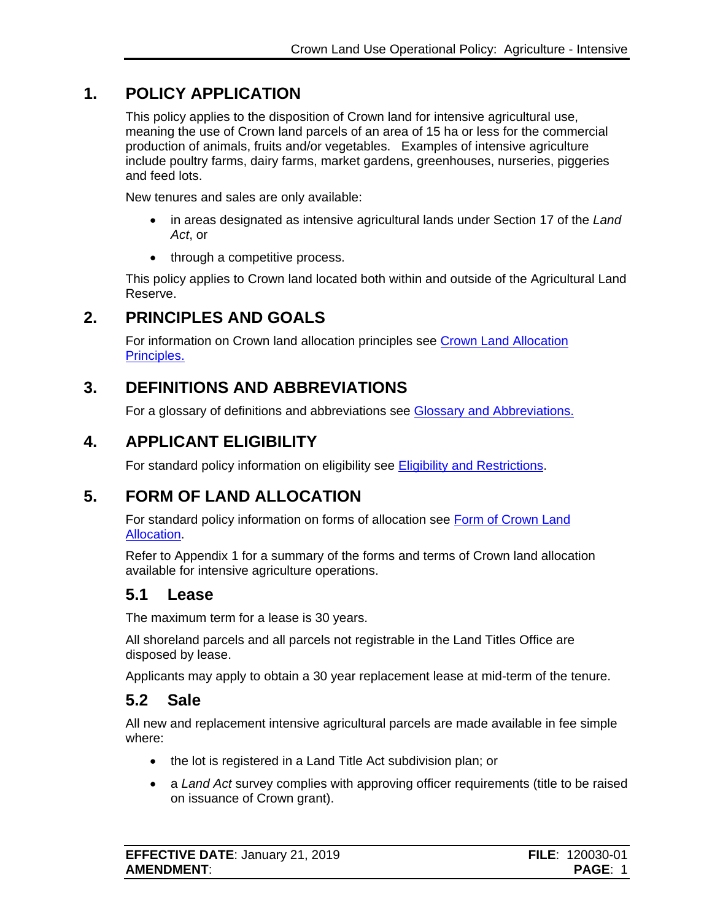## 1. POLICY APPLICATION

This policy applies to the disposition of Crown land for intensive agricultural use, meaning the use of Crown land parcels of an area of 15 ha or less for the commercial production of animals, fruits and/or vegetables. Examples of intensive agriculture include poultry farms, dairy farms, market gardens, greenhouses, nurseries, piggeries and feed lots.

New tenures and sales are only available:

- in areas designated as intensive agricultural lands under Section 17 of the *Land Act*, or
- through a competitive process.

This policy applies to Crown land located both within and outside of the Agricultural Land Reserve.

## 2. PRINCIPLES AND GOALS

For information on Crown land allocation principles see Crown Land Allocation Principles.

## 3. DEFINITIONS AND ABBREVIATIONS

For a glossary of definitions and abbreviations see Glossary and Abbreviations.

## 4. APPLICANT ELIGIBILITY

For standard policy information on eligibility see Eligibility and Restrictions.

## 5. FORM OF LAND ALLOCATION

For standard policy information on forms of allocation see Form of Crown Land Allocation.

Refer to Appendix 1 for a summary of the forms and terms of Crown land allocation available for intensive agriculture operations.

### 5.1 Lease

The maximum term for a lease is 30 years.

All shoreland parcels and all parcels not registrable in the Land Titles Office are disposed by lease.

Applicants may apply to obtain a 30 year replacement lease at mid-term of the tenure.

### 5.2 Sale

All new and replacement intensive agricultural parcels are made available in fee simple where:

- the lot is registered in a Land Title Act subdivision plan; or
- a *Land Act* survey complies with approving officer requirements (title to be raised on issuance of Crown grant).

**EFFECTIVE DATE**: January 21, 2019 **FILE**: 120030-01
**AMENDMENT**: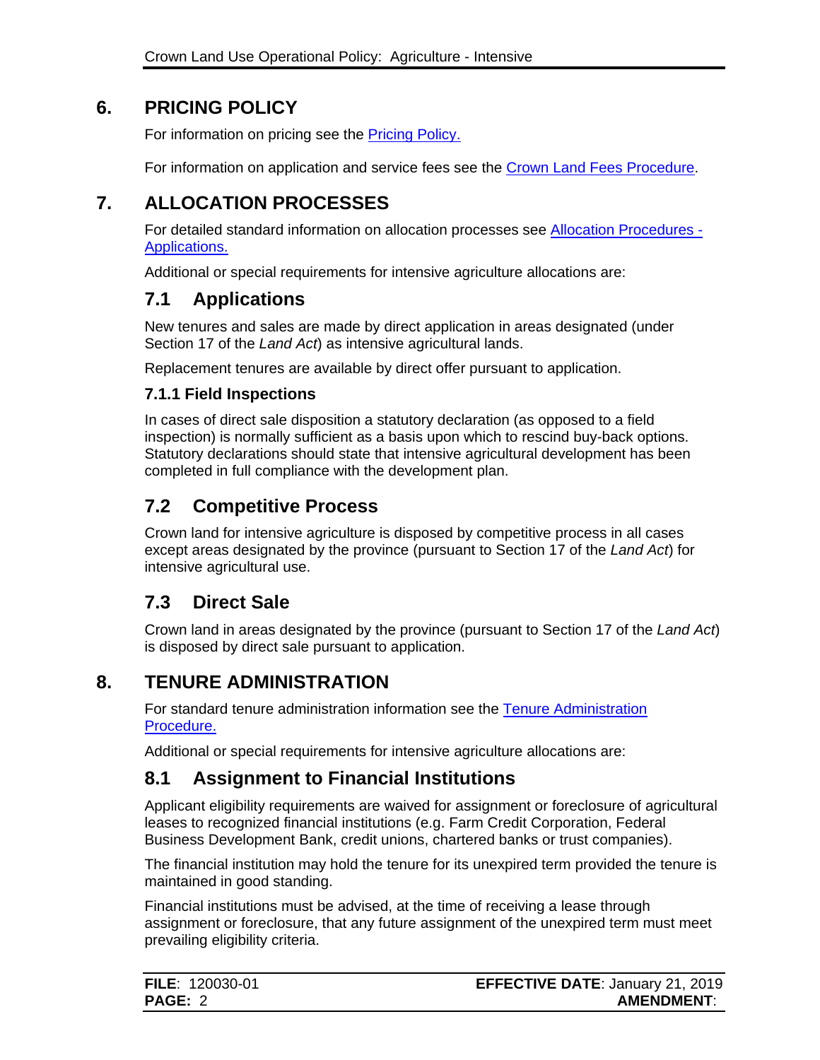## 6. PRICING POLICY

For information on pricing see the Pricing Policy.

For information on application and service fees see the Crown Land Fees Procedure.

## 7. ALLOCATION PROCESSES

For detailed standard information on allocation processes see Allocation Procedures - Applications.

Additional or special requirements for intensive agriculture allocations are:

### 7.1 Applications

New tenures and sales are made by direct application in areas designated (under Section 17 of the *Land Act*) as intensive agricultural lands.

Replacement tenures are available by direct offer pursuant to application.

#### 7.1.1 Field Inspections

In cases of direct sale disposition a statutory declaration (as opposed to a field inspection) is normally sufficient as a basis upon which to rescind buy-back options. Statutory declarations should state that intensive agricultural development has been completed in full compliance with the development plan.

### 7.2 Competitive Process

Crown land for intensive agriculture is disposed by competitive process in all cases except areas designated by the province (pursuant to Section 17 of the *Land Act*) for intensive agricultural use.

### 7.3 Direct Sale

Crown land in areas designated by the province (pursuant to Section 17 of the *Land Act*) is disposed by direct sale pursuant to application.

## 8. TENURE ADMINISTRATION

For standard tenure administration information see the Tenure Administration Procedure.

Additional or special requirements for intensive agriculture allocations are:

### 8.1 Assignment to Financial Institutions

Applicant eligibility requirements are waived for assignment or foreclosure of agricultural leases to recognized financial institutions (e.g. Farm Credit Corporation, Federal Business Development Bank, credit unions, chartered banks or trust companies).

The financial institution may hold the tenure for its unexpired term provided the tenure is maintained in good standing.

Financial institutions must be advised, at the time of receiving a lease through assignment or foreclosure, that any future assignment of the unexpired term must meet prevailing eligibility criteria.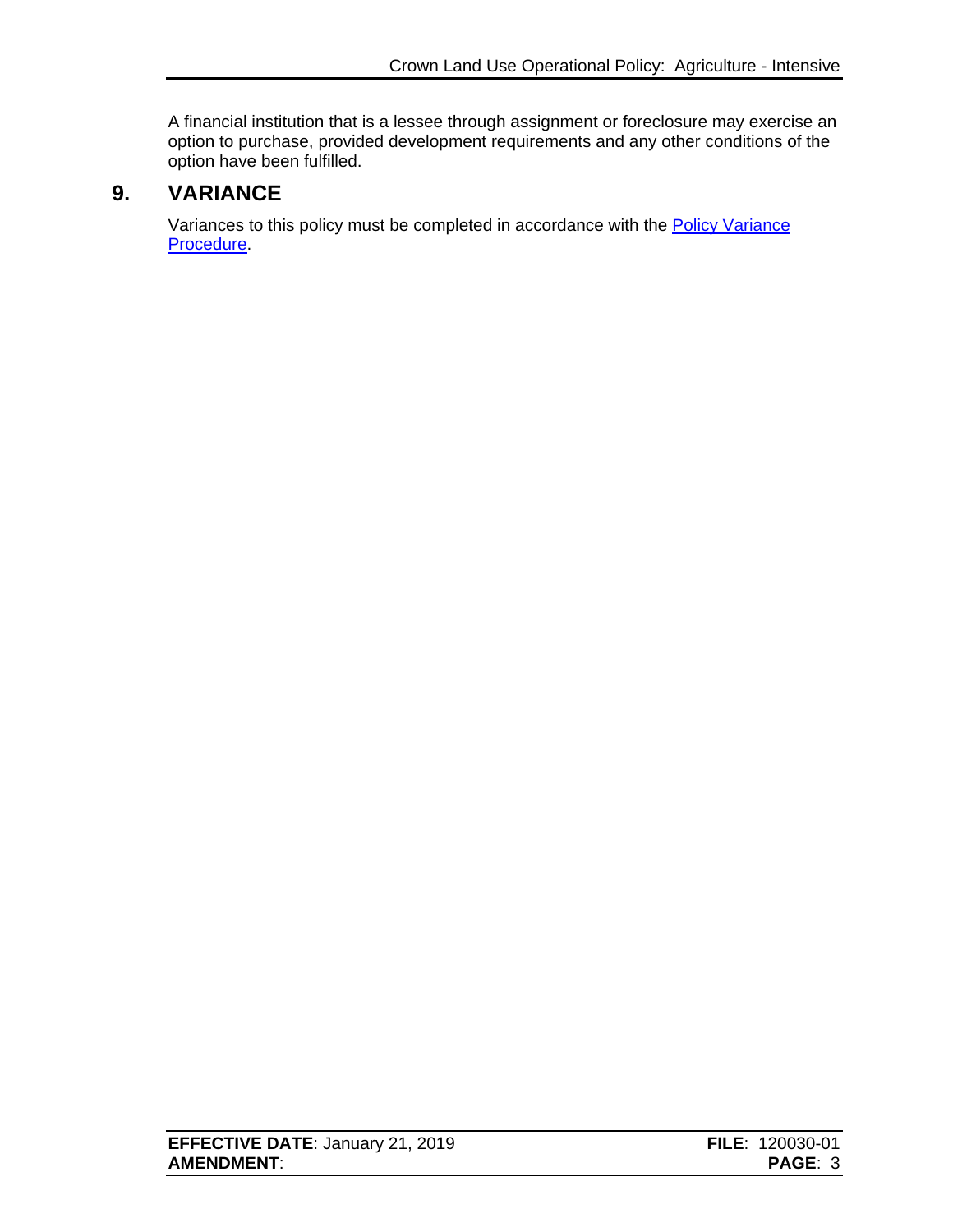A financial institution that is a lessee through assignment or foreclosure may exercise an option to purchase, provided development requirements and any other conditions of the option have been fulfilled.

## 9. VARIANCE

Variances to this policy must be completed in accordance with the Policy Variance Procedure.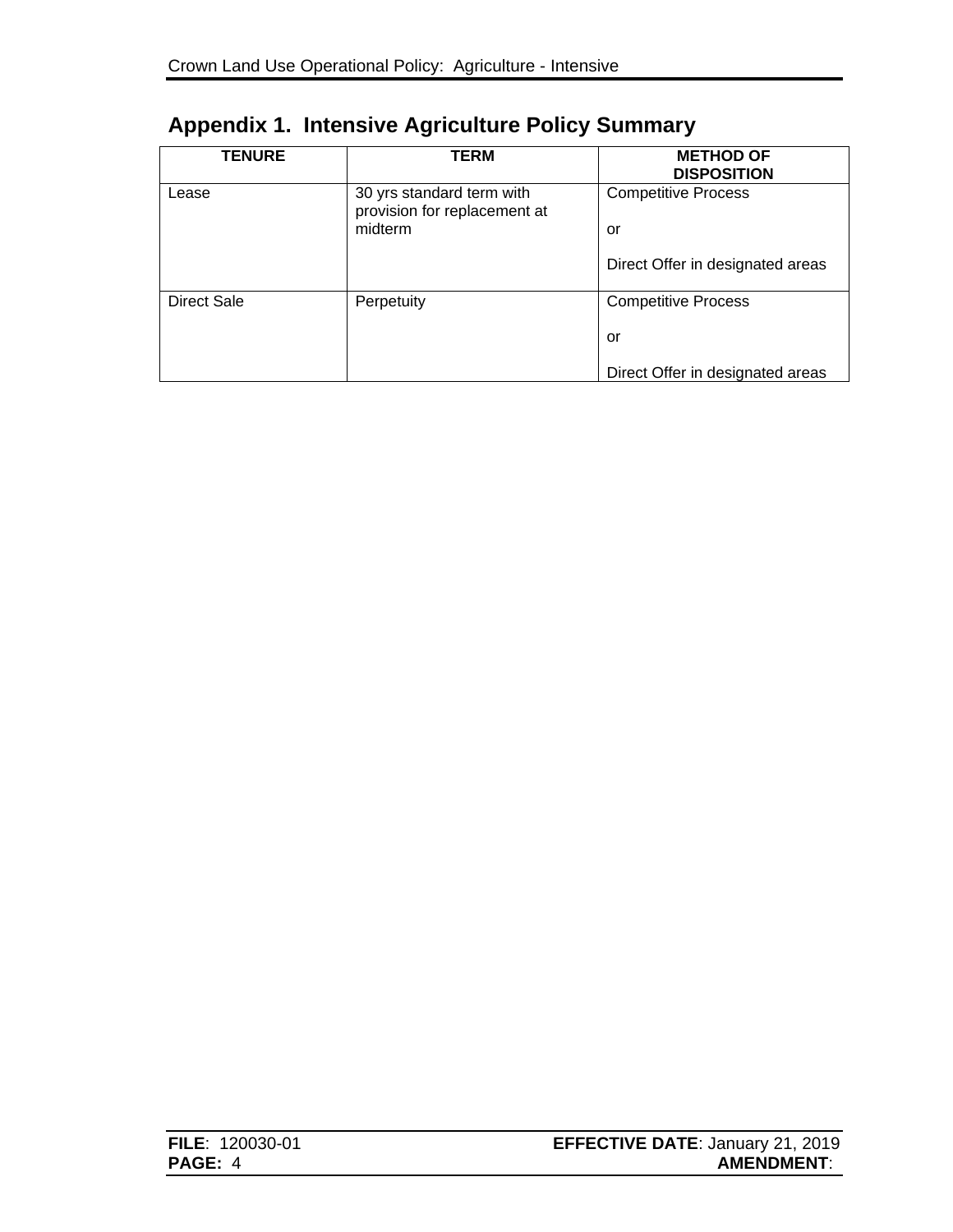## Appendix 1. Intensive Agriculture Policy Summary

| TENURE | TERM | METHOD OF DISPOSITION |
|---|---|---|
| Lease | 30 yrs standard term with provision for replacement at midterm | Competitive Process<br><br>or<br><br>Direct Offer in designated areas |
| Direct Sale | Perpetuity | Competitive Process<br><br>or<br><br>Direct Offer in designated areas |